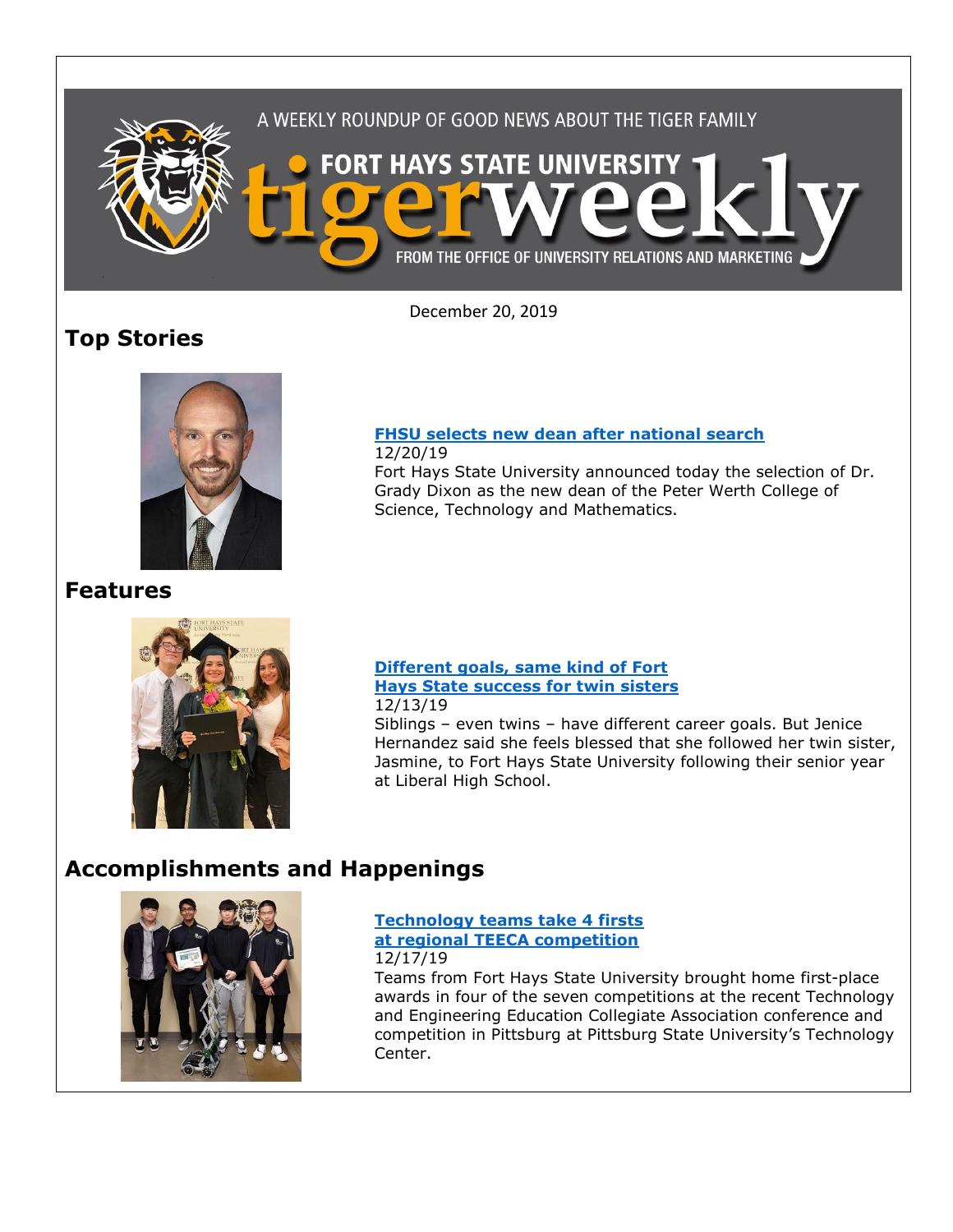A WEEKLY ROUNDUP OF GOOD NEWS ABOUT THE TIGER FAMILY

FORT HAYS STATE UNIVERSITY

# tigerweekly

FROM THE OFFICE OF UNIVERSITY RELATIONS AND MARKETING

December 20, 2019

## Top Stories

**FHSU selects new dean after national search**

12/20/19

Fort Hays State University announced today the selection of Dr. Grady Dixon as the new dean of the Peter Werth College of Science, Technology and Mathematics.

## Features

**Different goals, same kind of Fort Hays State success for twin sisters**

12/13/19

Siblings – even twins – have different career goals. But Jenice Hernandez said she feels blessed that she followed her twin sister, Jasmine, to Fort Hays State University following their senior year at Liberal High School.

## Accomplishments and Happenings

**Technology teams take 4 firsts at regional TEECA competition**

12/17/19

Teams from Fort Hays State University brought home first-place awards in four of the seven competitions at the recent Technology and Engineering Education Collegiate Association conference and competition in Pittsburg at Pittsburg State University's Technology Center.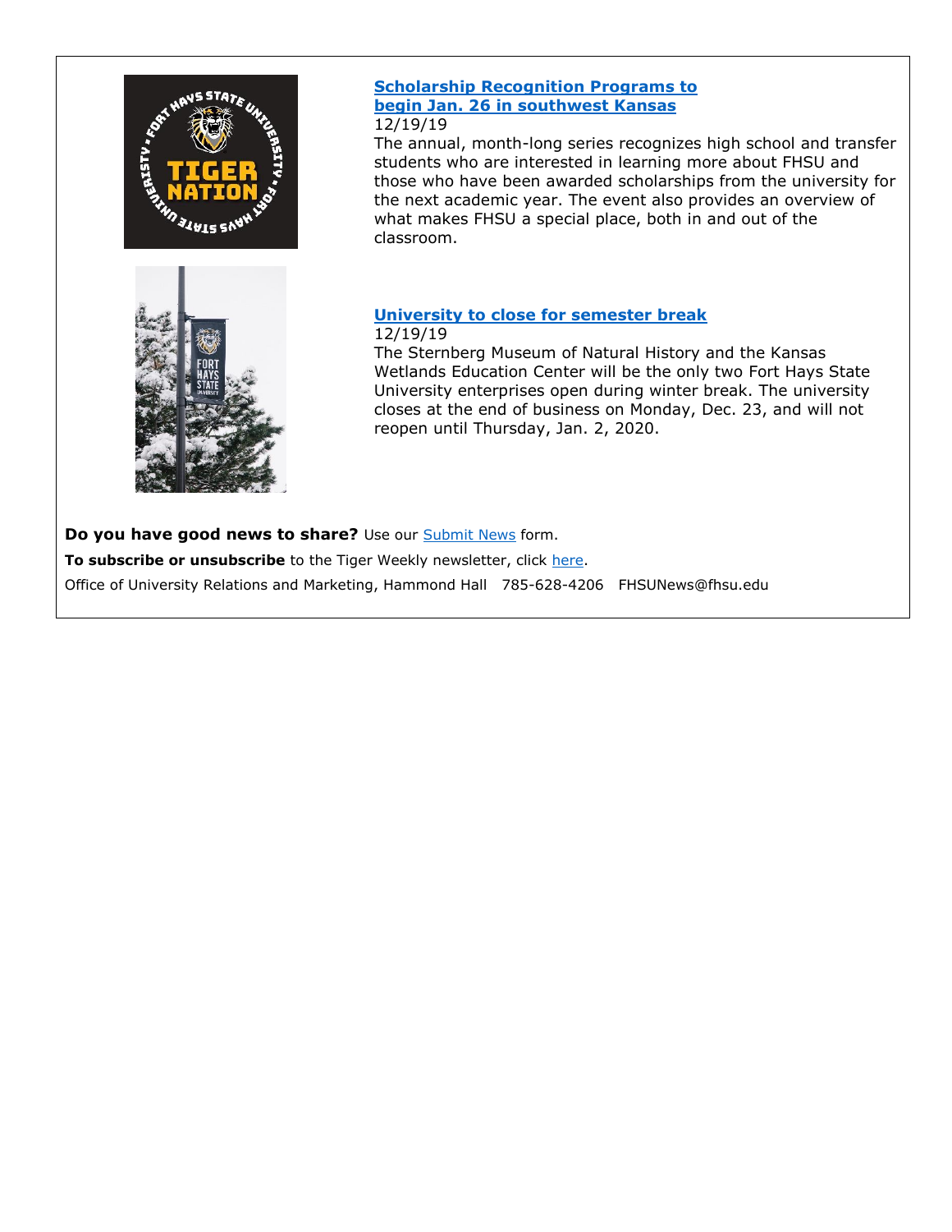### [Scholarship Recognition Programs to begin Jan. 26 in southwest Kansas]

12/19/19

The annual, month-long series recognizes high school and transfer students who are interested in learning more about FHSU and those who have been awarded scholarships from the university for the next academic year. The event also provides an overview of what makes FHSU a special place, both in and out of the classroom.

### [University to close for semester break]

12/19/19

The Sternberg Museum of Natural History and the Kansas Wetlands Education Center will be the only two Fort Hays State University enterprises open during winter break. The university closes at the end of business on Monday, Dec. 23, and will not reopen until Thursday, Jan. 2, 2020.

**Do you have good news to share?** Use our Submit News form.

**To subscribe or unsubscribe** to the Tiger Weekly newsletter, click here.

Office of University Relations and Marketing, Hammond Hall 785-628-4206 FHSUNews@fhsu.edu